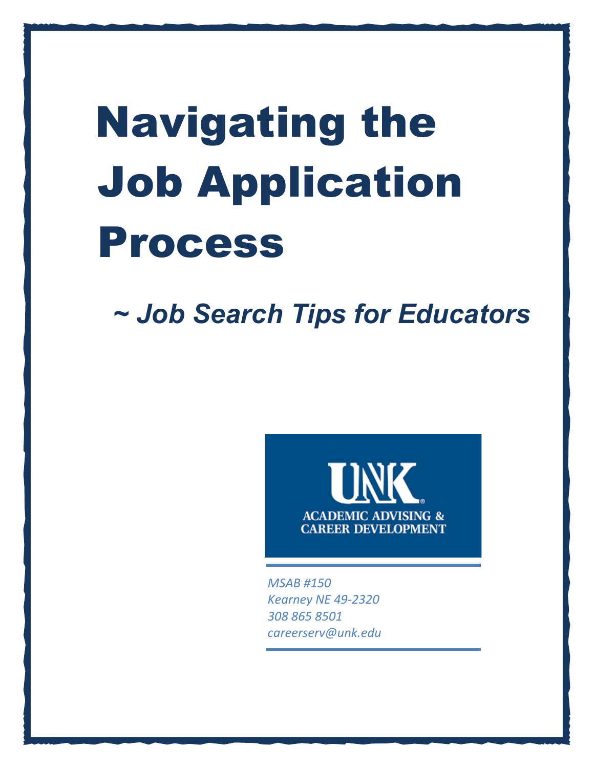# Navigating the Job Application Process

## *~ Job Search Tips for Educators*

UNK
ACADEMIC ADVISING &
CAREER DEVELOPMENT

*MSAB #150*
*Kearney NE 49-2320*
*308 865 8501*
*careerserv@unk.edu*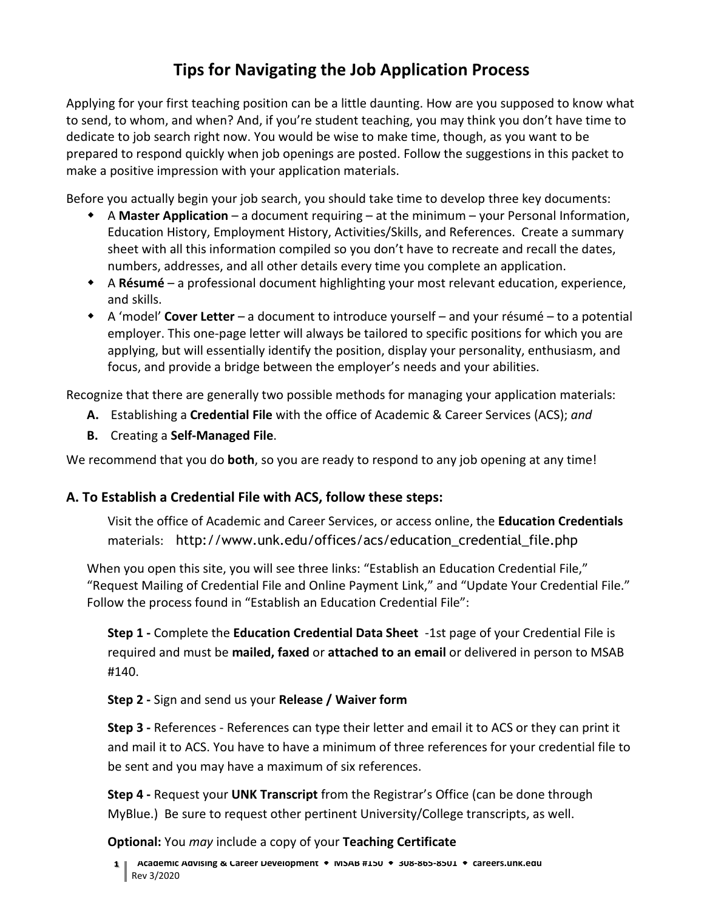# Tips for Navigating the Job Application Process

Applying for your first teaching position can be a little daunting. How are you supposed to know what to send, to whom, and when? And, if you're student teaching, you may think you don't have time to dedicate to job search right now. You would be wise to make time, though, as you want to be prepared to respond quickly when job openings are posted. Follow the suggestions in this packet to make a positive impression with your application materials.

Before you actually begin your job search, you should take time to develop three key documents:

- A **Master Application** – a document requiring – at the minimum – your Personal Information, Education History, Employment History, Activities/Skills, and References. Create a summary sheet with all this information compiled so you don't have to recreate and recall the dates, numbers, addresses, and all other details every time you complete an application.
- A **Résumé** – a professional document highlighting your most relevant education, experience, and skills.
- A 'model' **Cover Letter** – a document to introduce yourself – and your résumé – to a potential employer. This one-page letter will always be tailored to specific positions for which you are applying, but will essentially identify the position, display your personality, enthusiasm, and focus, and provide a bridge between the employer's needs and your abilities.

Recognize that there are generally two possible methods for managing your application materials:

**A.** Establishing a **Credential File** with the office of Academic & Career Services (ACS); *and*

**B.** Creating a **Self-Managed File**.

We recommend that you do **both**, so you are ready to respond to any job opening at any time!

### A. To Establish a Credential File with ACS, follow these steps:

Visit the office of Academic and Career Services, or access online, the **Education Credentials** materials: http://www.unk.edu/offices/acs/education_credential_file.php

When you open this site, you will see three links: "Establish an Education Credential File," "Request Mailing of Credential File and Online Payment Link," and "Update Your Credential File." Follow the process found in "Establish an Education Credential File":

**Step 1 -** Complete the **Education Credential Data Sheet** -1st page of your Credential File is required and must be **mailed, faxed** or **attached to an email** or delivered in person to MSAB #140.

**Step 2 -** Sign and send us your **Release / Waiver form**

**Step 3 -** References - References can type their letter and email it to ACS or they can print it and mail it to ACS. You have to have a minimum of three references for your credential file to be sent and you may have a maximum of six references.

**Step 4 -** Request your **UNK Transcript** from the Registrar's Office (can be done through MyBlue.) Be sure to request other pertinent University/College transcripts, as well.

**Optional:** You *may* include a copy of your **Teaching Certificate**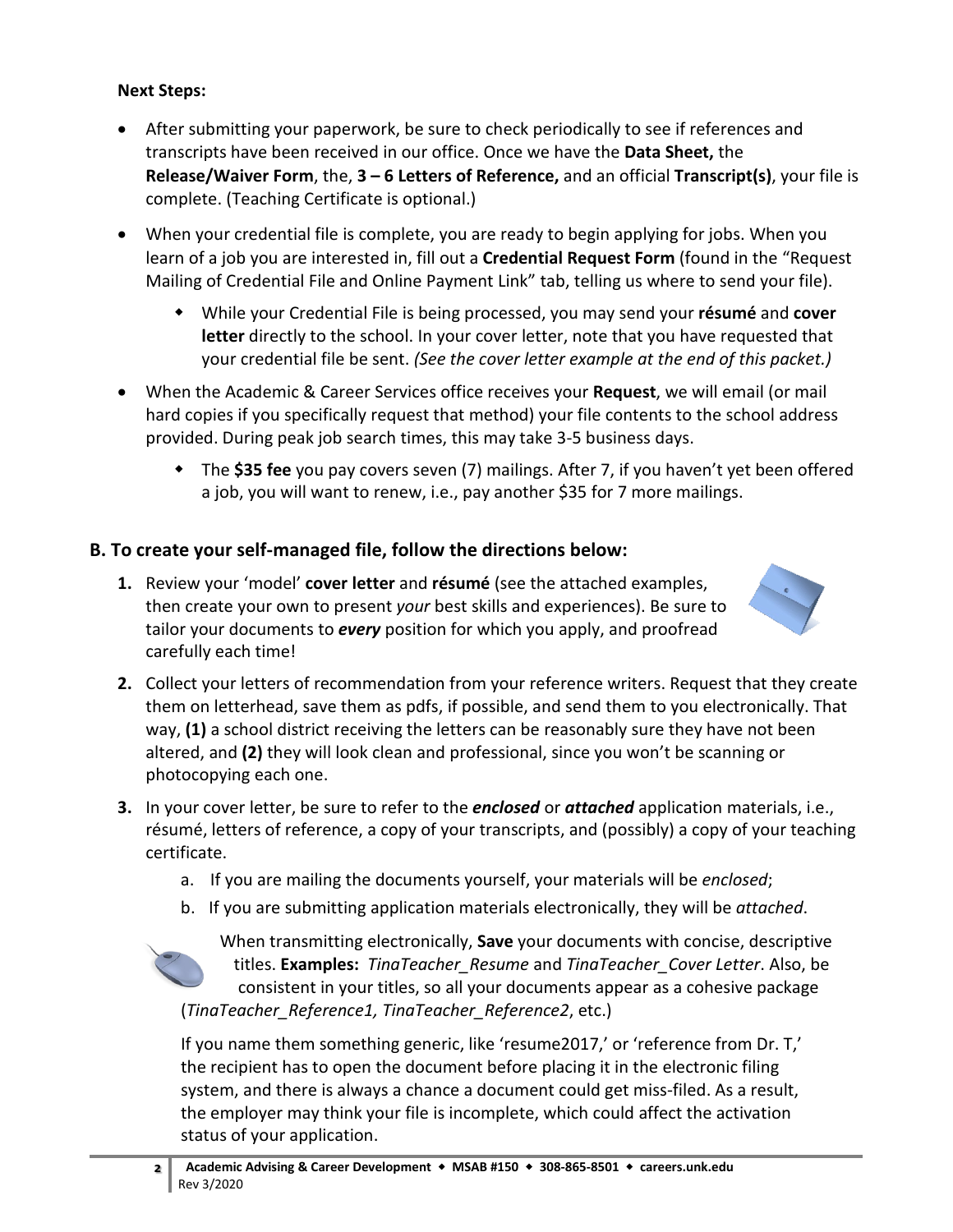**Next Steps:**

- After submitting your paperwork, be sure to check periodically to see if references and transcripts have been received in our office. Once we have the **Data Sheet,** the **Release/Waiver Form**, the, **3 – 6 Letters of Reference,** and an official **Transcript(s)**, your file is complete. (Teaching Certificate is optional.)
- When your credential file is complete, you are ready to begin applying for jobs. When you learn of a job you are interested in, fill out a **Credential Request Form** (found in the "Request Mailing of Credential File and Online Payment Link" tab, telling us where to send your file).
  - While your Credential File is being processed, you may send your **résumé** and **cover letter** directly to the school. In your cover letter, note that you have requested that your credential file be sent. *(See the cover letter example at the end of this packet.)*
- When the Academic & Career Services office receives your **Request**, we will email (or mail hard copies if you specifically request that method) your file contents to the school address provided. During peak job search times, this may take 3-5 business days.
  - The **$35 fee** you pay covers seven (7) mailings. After 7, if you haven't yet been offered a job, you will want to renew, i.e., pay another $35 for 7 more mailings.

### B. To create your self-managed file, follow the directions below:

1. Review your 'model' **cover letter** and **résumé** (see the attached examples, then create your own to present *your* best skills and experiences). Be sure to tailor your documents to ***every*** position for which you apply, and proofread carefully each time!
2. Collect your letters of recommendation from your reference writers. Request that they create them on letterhead, save them as pdfs, if possible, and send them to you electronically. That way, **(1)** a school district receiving the letters can be reasonably sure they have not been altered, and **(2)** they will look clean and professional, since you won't be scanning or photocopying each one.
3. In your cover letter, be sure to refer to the ***enclosed*** or ***attached*** application materials, i.e., résumé, letters of reference, a copy of your transcripts, and (possibly) a copy of your teaching certificate.
   a. If you are mailing the documents yourself, your materials will be *enclosed*;
   b. If you are submitting application materials electronically, they will be *attached*.

   When transmitting electronically, **Save** your documents with concise, descriptive titles. **Examples:** *TinaTeacher_Resume* and *TinaTeacher_Cover Letter*. Also, be consistent in your titles, so all your documents appear as a cohesive package (*TinaTeacher_Reference1, TinaTeacher_Reference2*, etc.)

   If you name them something generic, like 'resume2017,' or 'reference from Dr. T,' the recipient has to open the document before placing it in the electronic filing system, and there is always a chance a document could get miss-filed. As a result, the employer may think your file is incomplete, which could affect the activation status of your application.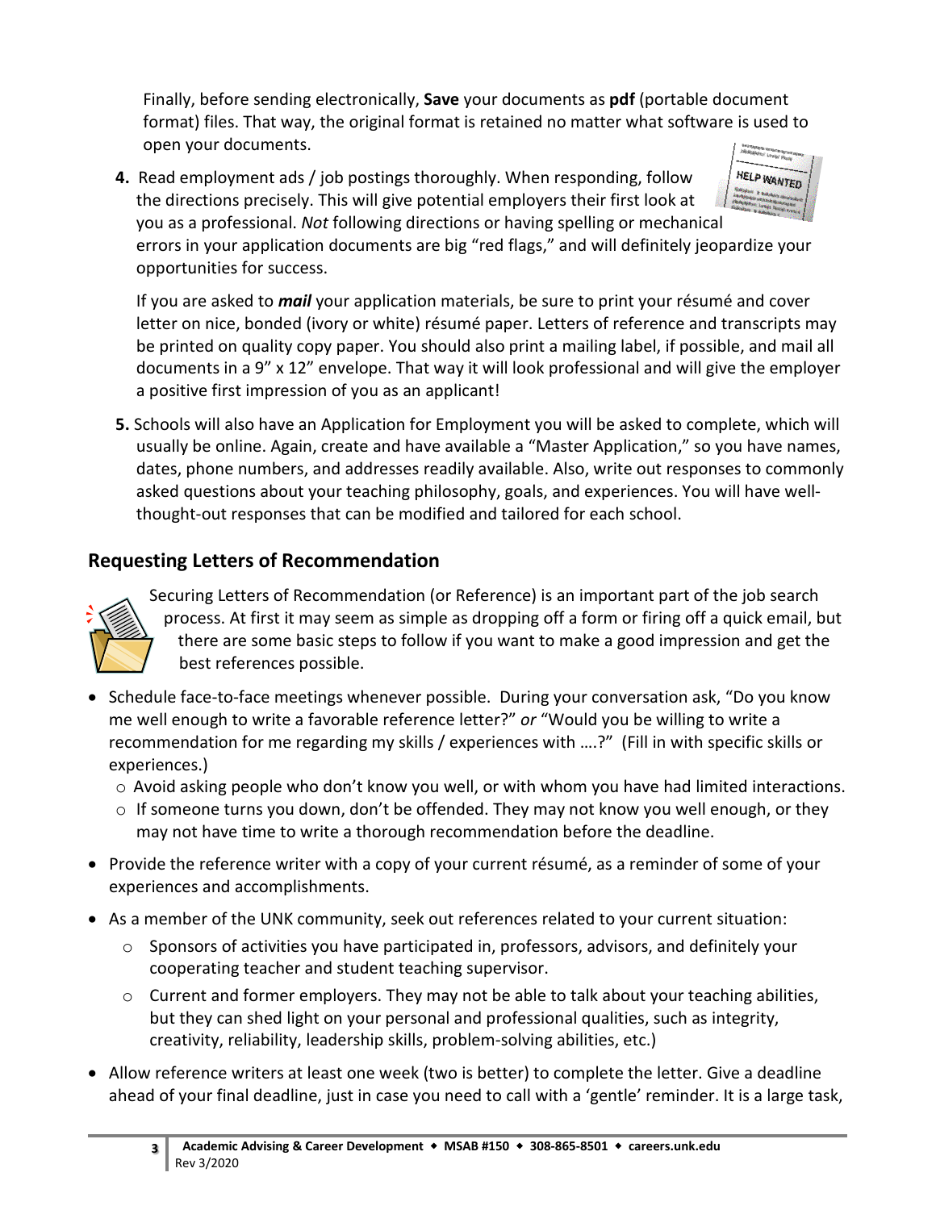Finally, before sending electronically, **Save** your documents as **pdf** (portable document format) files. That way, the original format is retained no matter what software is used to open your documents.

4. Read employment ads / job postings thoroughly. When responding, follow the directions precisely. This will give potential employers their first look at you as a professional. *Not* following directions or having spelling or mechanical errors in your application documents are big "red flags," and will definitely jeopardize your opportunities for success.

   If you are asked to ***mail*** your application materials, be sure to print your résumé and cover letter on nice, bonded (ivory or white) résumé paper. Letters of reference and transcripts may be printed on quality copy paper. You should also print a mailing label, if possible, and mail all documents in a 9" x 12" envelope. That way it will look professional and will give the employer a positive first impression of you as an applicant!

5. Schools will also have an Application for Employment you will be asked to complete, which will usually be online. Again, create and have available a "Master Application," so you have names, dates, phone numbers, and addresses readily available. Also, write out responses to commonly asked questions about your teaching philosophy, goals, and experiences. You will have well-thought-out responses that can be modified and tailored for each school.

## Requesting Letters of Recommendation

Securing Letters of Recommendation (or Reference) is an important part of the job search process. At first it may seem as simple as dropping off a form or firing off a quick email, but there are some basic steps to follow if you want to make a good impression and get the best references possible.

- Schedule face-to-face meetings whenever possible. During your conversation ask, "Do you know me well enough to write a favorable reference letter?" *or* "Would you be willing to write a recommendation for me regarding my skills / experiences with ….?" (Fill in with specific skills or experiences.)
  - Avoid asking people who don't know you well, or with whom you have had limited interactions.
  - If someone turns you down, don't be offended. They may not know you well enough, or they may not have time to write a thorough recommendation before the deadline.
- Provide the reference writer with a copy of your current résumé, as a reminder of some of your experiences and accomplishments.
- As a member of the UNK community, seek out references related to your current situation:
  - Sponsors of activities you have participated in, professors, advisors, and definitely your cooperating teacher and student teaching supervisor.
  - Current and former employers. They may not be able to talk about your teaching abilities, but they can shed light on your personal and professional qualities, such as integrity, creativity, reliability, leadership skills, problem-solving abilities, etc.)
- Allow reference writers at least one week (two is better) to complete the letter. Give a deadline ahead of your final deadline, just in case you need to call with a 'gentle' reminder. It is a large task,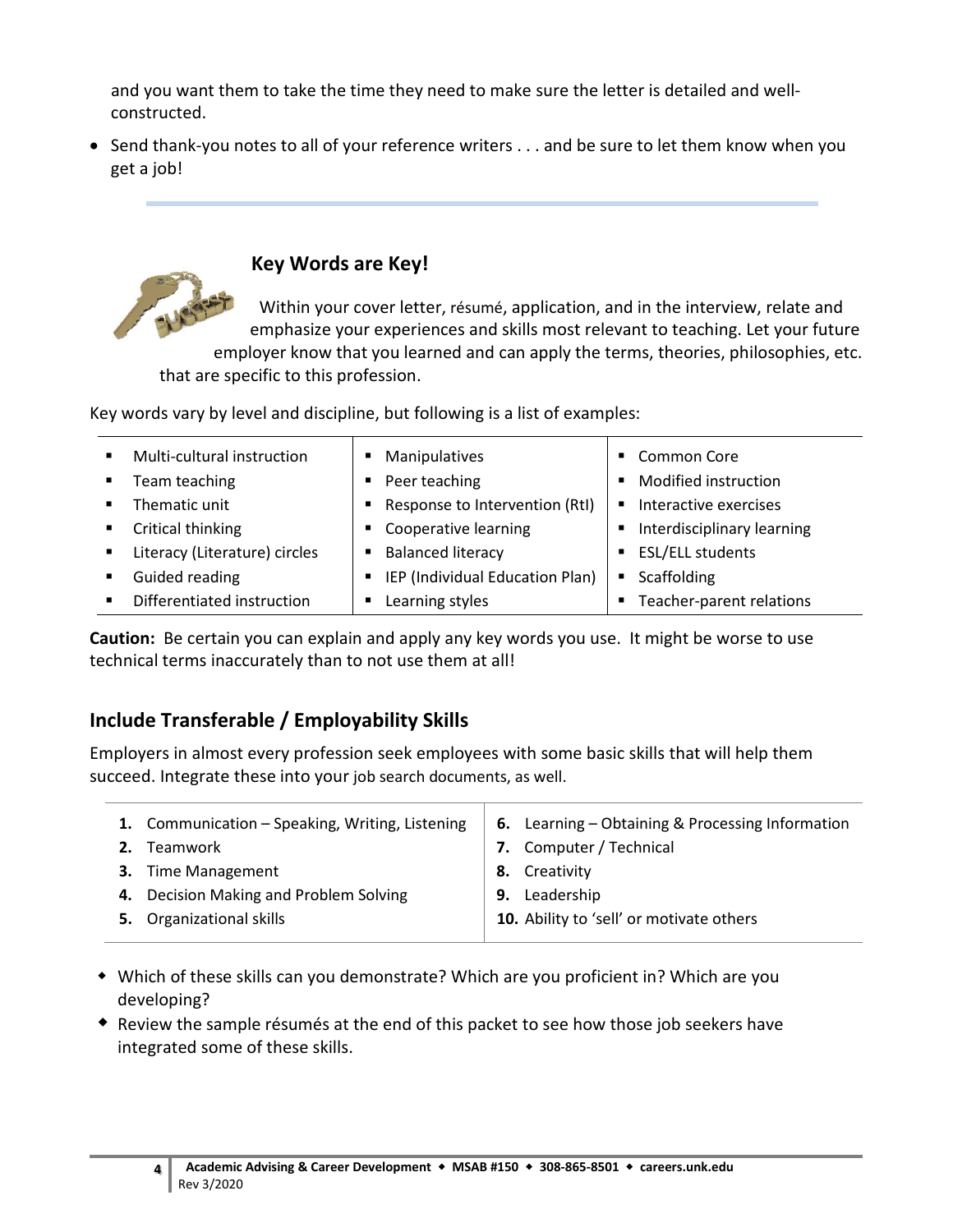and you want them to take the time they need to make sure the letter is detailed and well-constructed.

- Send thank-you notes to all of your reference writers . . . and be sure to let them know when you get a job!

### Key Words are Key!

Within your cover letter, résumé, application, and in the interview, relate and emphasize your experiences and skills most relevant to teaching. Let your future employer know that you learned and can apply the terms, theories, philosophies, etc. that are specific to this profession.

Key words vary by level and discipline, but following is a list of examples:

| | | |
|---|---|---|
| ▪ Multi-cultural instruction | ▪ Manipulatives | ▪ Common Core |
| ▪ Team teaching | ▪ Peer teaching | ▪ Modified instruction |
| ▪ Thematic unit | ▪ Response to Intervention (RtI) | ▪ Interactive exercises |
| ▪ Critical thinking | ▪ Cooperative learning | ▪ Interdisciplinary learning |
| ▪ Literacy (Literature) circles | ▪ Balanced literacy | ▪ ESL/ELL students |
| ▪ Guided reading | ▪ IEP (Individual Education Plan) | ▪ Scaffolding |
| ▪ Differentiated instruction | ▪ Learning styles | ▪ Teacher-parent relations |

**Caution:** Be certain you can explain and apply any key words you use. It might be worse to use technical terms inaccurately than to not use them at all!

## Include Transferable / Employability Skills

Employers in almost every profession seek employees with some basic skills that will help them succeed. Integrate these into your job search documents, as well.

| | |
|---|---|
| **1.** Communication – Speaking, Writing, Listening | **6.** Learning – Obtaining & Processing Information |
| **2.** Teamwork | **7.** Computer / Technical |
| **3.** Time Management | **8.** Creativity |
| **4.** Decision Making and Problem Solving | **9.** Leadership |
| **5.** Organizational skills | **10.** Ability to 'sell' or motivate others |

- Which of these skills can you demonstrate? Which are you proficient in? Which are you developing?
- Review the sample résumés at the end of this packet to see how those job seekers have integrated some of these skills.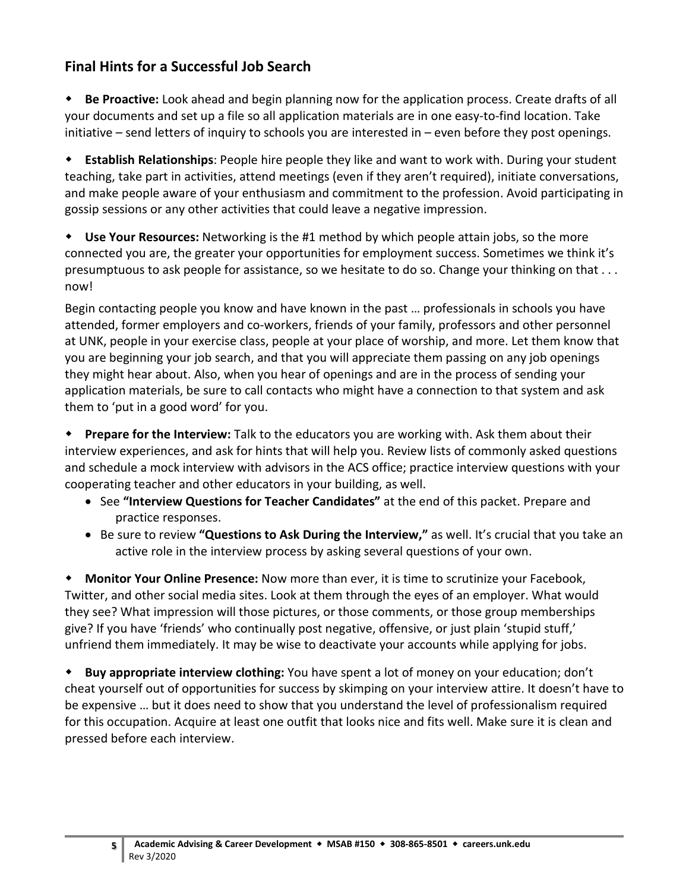## Final Hints for a Successful Job Search

- **Be Proactive:** Look ahead and begin planning now for the application process. Create drafts of all your documents and set up a file so all application materials are in one easy-to-find location. Take initiative – send letters of inquiry to schools you are interested in – even before they post openings.

- **Establish Relationships**: People hire people they like and want to work with. During your student teaching, take part in activities, attend meetings (even if they aren't required), initiate conversations, and make people aware of your enthusiasm and commitment to the profession. Avoid participating in gossip sessions or any other activities that could leave a negative impression.

- **Use Your Resources:** Networking is the #1 method by which people attain jobs, so the more connected you are, the greater your opportunities for employment success. Sometimes we think it's presumptuous to ask people for assistance, so we hesitate to do so. Change your thinking on that . . . now!

  Begin contacting people you know and have known in the past … professionals in schools you have attended, former employers and co-workers, friends of your family, professors and other personnel at UNK, people in your exercise class, people at your place of worship, and more. Let them know that you are beginning your job search, and that you will appreciate them passing on any job openings they might hear about. Also, when you hear of openings and are in the process of sending your application materials, be sure to call contacts who might have a connection to that system and ask them to 'put in a good word' for you.

- **Prepare for the Interview:** Talk to the educators you are working with. Ask them about their interview experiences, and ask for hints that will help you. Review lists of commonly asked questions and schedule a mock interview with advisors in the ACS office; practice interview questions with your cooperating teacher and other educators in your building, as well.
  - See **"Interview Questions for Teacher Candidates"** at the end of this packet. Prepare and practice responses.
  - Be sure to review **"Questions to Ask During the Interview,"** as well. It's crucial that you take an active role in the interview process by asking several questions of your own.

- **Monitor Your Online Presence:** Now more than ever, it is time to scrutinize your Facebook, Twitter, and other social media sites. Look at them through the eyes of an employer. What would they see? What impression will those pictures, or those comments, or those group memberships give? If you have 'friends' who continually post negative, offensive, or just plain 'stupid stuff,' unfriend them immediately. It may be wise to deactivate your accounts while applying for jobs.

- **Buy appropriate interview clothing:** You have spent a lot of money on your education; don't cheat yourself out of opportunities for success by skimping on your interview attire. It doesn't have to be expensive … but it does need to show that you understand the level of professionalism required for this occupation. Acquire at least one outfit that looks nice and fits well. Make sure it is clean and pressed before each interview.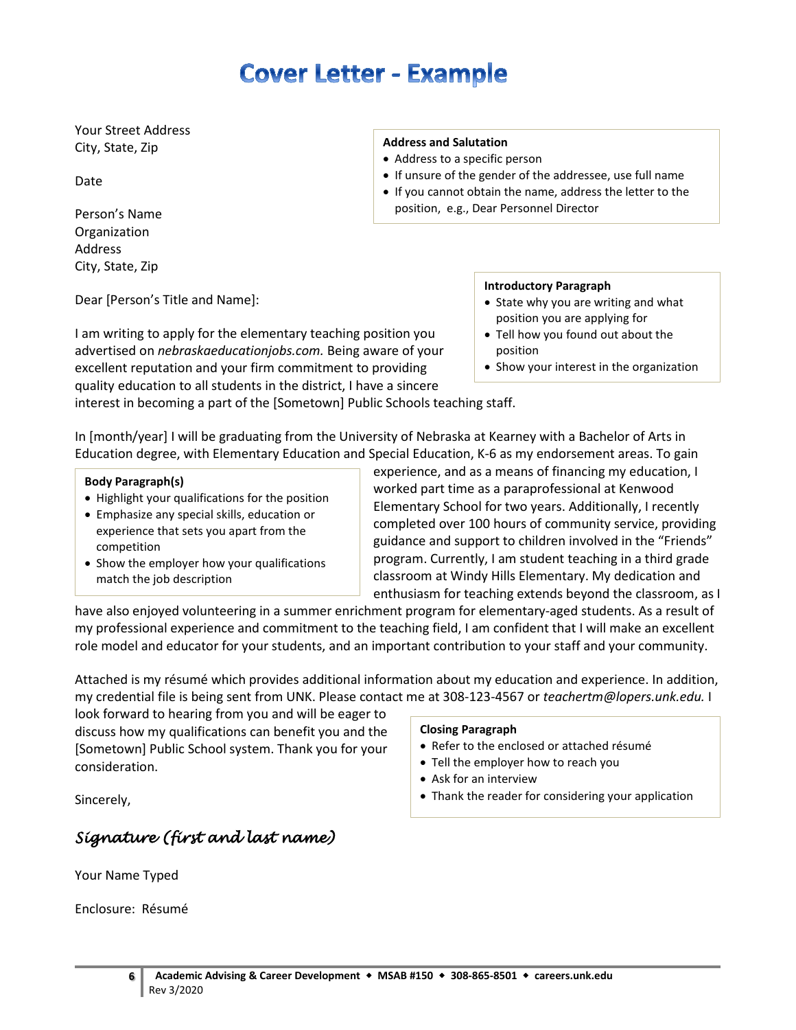# Cover Letter - Example

Your Street Address
City, State, Zip

Date

Person's Name
Organization
Address
City, State, Zip

**Address and Salutation**

- Address to a specific person
- If unsure of the gender of the addressee, use full name
- If you cannot obtain the name, address the letter to the position, e.g., Dear Personnel Director

Dear [Person's Title and Name]:

**Introductory Paragraph**

- State why you are writing and what position you are applying for
- Tell how you found out about the position
- Show your interest in the organization

I am writing to apply for the elementary teaching position you advertised on *nebraskaeducationjobs.com.* Being aware of your excellent reputation and your firm commitment to providing quality education to all students in the district, I have a sincere interest in becoming a part of the [Sometown] Public Schools teaching staff.

**Body Paragraph(s)**

- Highlight your qualifications for the position
- Emphasize any special skills, education or experience that sets you apart from the competition
- Show the employer how your qualifications match the job description

In [month/year] I will be graduating from the University of Nebraska at Kearney with a Bachelor of Arts in Education degree, with Elementary Education and Special Education, K-6 as my endorsement areas. To gain experience, and as a means of financing my education, I worked part time as a paraprofessional at Kenwood Elementary School for two years. Additionally, I recently completed over 100 hours of community service, providing guidance and support to children involved in the "Friends" program. Currently, I am student teaching in a third grade classroom at Windy Hills Elementary. My dedication and enthusiasm for teaching extends beyond the classroom, as I have also enjoyed volunteering in a summer enrichment program for elementary-aged students. As a result of my professional experience and commitment to the teaching field, I am confident that I will make an excellent role model and educator for your students, and an important contribution to your staff and your community.

**Closing Paragraph**

- Refer to the enclosed or attached résumé
- Tell the employer how to reach you
- Ask for an interview
- Thank the reader for considering your application

Attached is my résumé which provides additional information about my education and experience. In addition, my credential file is being sent from UNK. Please contact me at 308-123-4567 or *teachertm@lopers.unk.edu.* I look forward to hearing from you and will be eager to discuss how my qualifications can benefit you and the [Sometown] Public School system. Thank you for your consideration.

Sincerely,

*Signature (first and last name)*

Your Name Typed

Enclosure: Résumé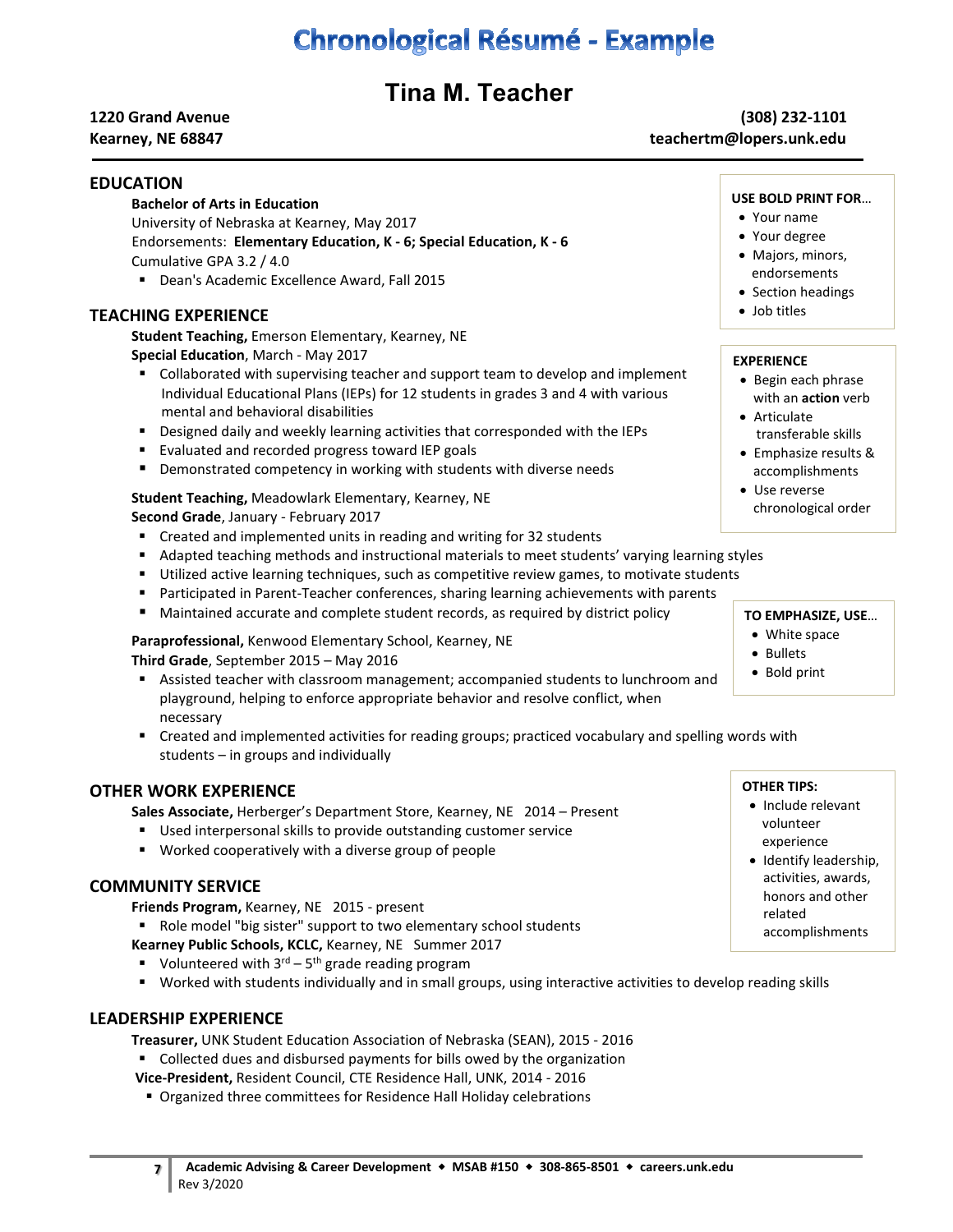# Chronological Résumé - Example

## Tina M. Teacher

**1220 Grand Avenue**
**Kearney, NE 68847**

**(308) 232-1101**
**teachertm@lopers.unk.edu**

### EDUCATION

**Bachelor of Arts in Education**
University of Nebraska at Kearney, May 2017
Endorsements: **Elementary Education, K - 6; Special Education, K - 6**
Cumulative GPA 3.2 / 4.0

- Dean's Academic Excellence Award, Fall 2015

### TEACHING EXPERIENCE

**Student Teaching,** Emerson Elementary, Kearney, NE
**Special Education**, March - May 2017

- Collaborated with supervising teacher and support team to develop and implement Individual Educational Plans (IEPs) for 12 students in grades 3 and 4 with various mental and behavioral disabilities
- Designed daily and weekly learning activities that corresponded with the IEPs
- Evaluated and recorded progress toward IEP goals
- Demonstrated competency in working with students with diverse needs

**Student Teaching,** Meadowlark Elementary, Kearney, NE
**Second Grade**, January - February 2017

- Created and implemented units in reading and writing for 32 students
- Adapted teaching methods and instructional materials to meet students' varying learning styles
- Utilized active learning techniques, such as competitive review games, to motivate students
- Participated in Parent-Teacher conferences, sharing learning achievements with parents
- Maintained accurate and complete student records, as required by district policy

**Paraprofessional,** Kenwood Elementary School, Kearney, NE
**Third Grade**, September 2015 – May 2016

- Assisted teacher with classroom management; accompanied students to lunchroom and playground, helping to enforce appropriate behavior and resolve conflict, when necessary
- Created and implemented activities for reading groups; practiced vocabulary and spelling words with students – in groups and individually

### OTHER WORK EXPERIENCE

**Sales Associate,** Herberger's Department Store, Kearney, NE 2014 – Present

- Used interpersonal skills to provide outstanding customer service
- Worked cooperatively with a diverse group of people

### COMMUNITY SERVICE

**Friends Program,** Kearney, NE 2015 - present

- Role model "big sister" support to two elementary school students

**Kearney Public Schools, KCLC,** Kearney, NE Summer 2017

- Volunteered with 3rd – 5th grade reading program
- Worked with students individually and in small groups, using interactive activities to develop reading skills

### LEADERSHIP EXPERIENCE

**Treasurer,** UNK Student Education Association of Nebraska (SEAN), 2015 - 2016

- Collected dues and disbursed payments for bills owed by the organization

**Vice-President,** Resident Council, CTE Residence Hall, UNK, 2014 - 2016

- Organized three committees for Residence Hall Holiday celebrations

---

**USE BOLD PRINT FOR…**

- Your name
- Your degree
- Majors, minors, endorsements
- Section headings
- Job titles

**EXPERIENCE**

- Begin each phrase with an **action** verb
- Articulate transferable skills
- Emphasize results & accomplishments
- Use reverse chronological order

**TO EMPHASIZE, USE…**

- White space
- Bullets
- Bold print

**OTHER TIPS:**

- Include relevant volunteer experience
- Identify leadership, activities, awards, honors and other related accomplishments

---

**Academic Advising & Career Development** ◆ **MSAB #150** ◆ **308-865-8501** ◆ **careers.unk.edu**
Rev 3/2020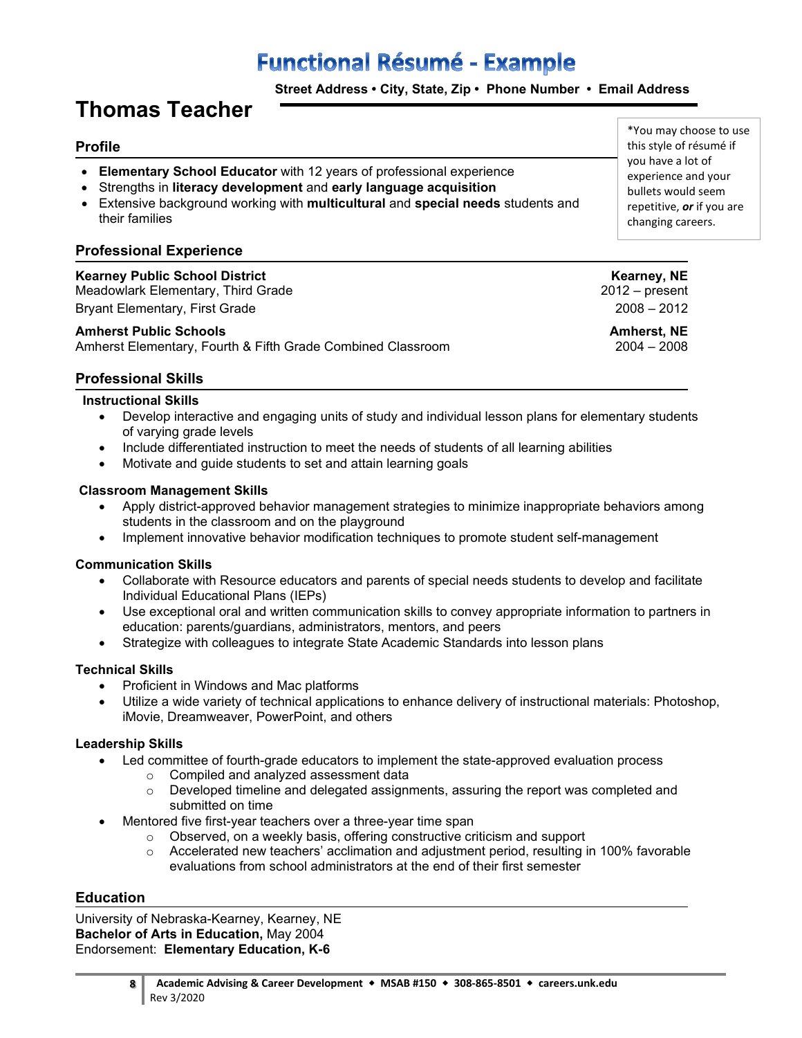# Functional Résumé - Example

**Street Address • City, State, Zip • Phone Number • Email Address**

## Thomas Teacher

*You may choose to use this style of résumé if you have a lot of experience and your bullets would seem repetitive, ***or*** if you are changing careers.

### Profile

- **Elementary School Educator** with 12 years of professional experience
- Strengths in **literacy development** and **early language acquisition**
- Extensive background working with **multicultural** and **special needs** students and their families

### Professional Experience

**Kearney Public School District** — **Kearney, NE**
Meadowlark Elementary, Third Grade — 2012 – present
Bryant Elementary, First Grade — 2008 – 2012

**Amherst Public Schools** — **Amherst, NE**
Amherst Elementary, Fourth & Fifth Grade Combined Classroom — 2004 – 2008

### Professional Skills

**Instructional Skills**

- Develop interactive and engaging units of study and individual lesson plans for elementary students of varying grade levels
- Include differentiated instruction to meet the needs of students of all learning abilities
- Motivate and guide students to set and attain learning goals

**Classroom Management Skills**

- Apply district-approved behavior management strategies to minimize inappropriate behaviors among students in the classroom and on the playground
- Implement innovative behavior modification techniques to promote student self-management

**Communication Skills**

- Collaborate with Resource educators and parents of special needs students to develop and facilitate Individual Educational Plans (IEPs)
- Use exceptional oral and written communication skills to convey appropriate information to partners in education: parents/guardians, administrators, mentors, and peers
- Strategize with colleagues to integrate State Academic Standards into lesson plans

**Technical Skills**

- Proficient in Windows and Mac platforms
- Utilize a wide variety of technical applications to enhance delivery of instructional materials: Photoshop, iMovie, Dreamweaver, PowerPoint, and others

**Leadership Skills**

- Led committee of fourth-grade educators to implement the state-approved evaluation process
  - Compiled and analyzed assessment data
  - Developed timeline and delegated assignments, assuring the report was completed and submitted on time
- Mentored five first-year teachers over a three-year time span
  - Observed, on a weekly basis, offering constructive criticism and support
  - Accelerated new teachers' acclimation and adjustment period, resulting in 100% favorable evaluations from school administrators at the end of their first semester

### Education

University of Nebraska-Kearney, Kearney, NE
**Bachelor of Arts in Education,** May 2004
Endorsement: **Elementary Education, K-6**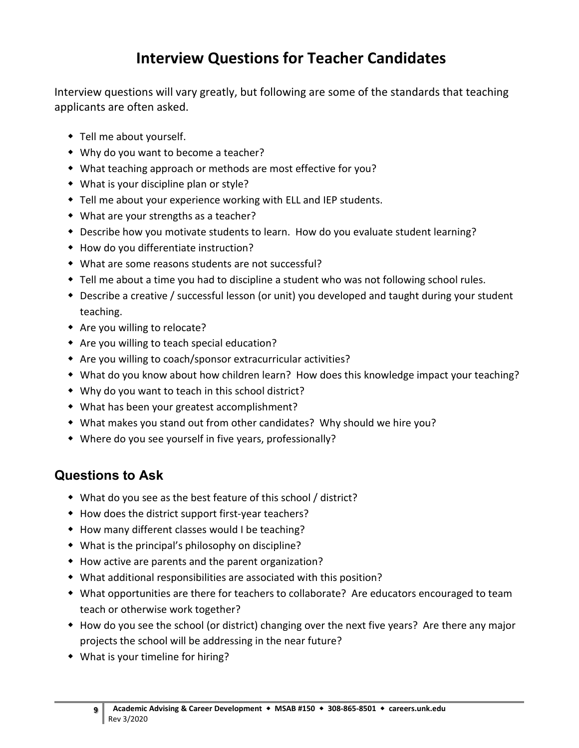# Interview Questions for Teacher Candidates

Interview questions will vary greatly, but following are some of the standards that teaching applicants are often asked.

- Tell me about yourself.
- Why do you want to become a teacher?
- What teaching approach or methods are most effective for you?
- What is your discipline plan or style?
- Tell me about your experience working with ELL and IEP students.
- What are your strengths as a teacher?
- Describe how you motivate students to learn. How do you evaluate student learning?
- How do you differentiate instruction?
- What are some reasons students are not successful?
- Tell me about a time you had to discipline a student who was not following school rules.
- Describe a creative / successful lesson (or unit) you developed and taught during your student teaching.
- Are you willing to relocate?
- Are you willing to teach special education?
- Are you willing to coach/sponsor extracurricular activities?
- What do you know about how children learn? How does this knowledge impact your teaching?
- Why do you want to teach in this school district?
- What has been your greatest accomplishment?
- What makes you stand out from other candidates? Why should we hire you?
- Where do you see yourself in five years, professionally?

## Questions to Ask

- What do you see as the best feature of this school / district?
- How does the district support first-year teachers?
- How many different classes would I be teaching?
- What is the principal's philosophy on discipline?
- How active are parents and the parent organization?
- What additional responsibilities are associated with this position?
- What opportunities are there for teachers to collaborate? Are educators encouraged to team teach or otherwise work together?
- How do you see the school (or district) changing over the next five years? Are there any major projects the school will be addressing in the near future?
- What is your timeline for hiring?